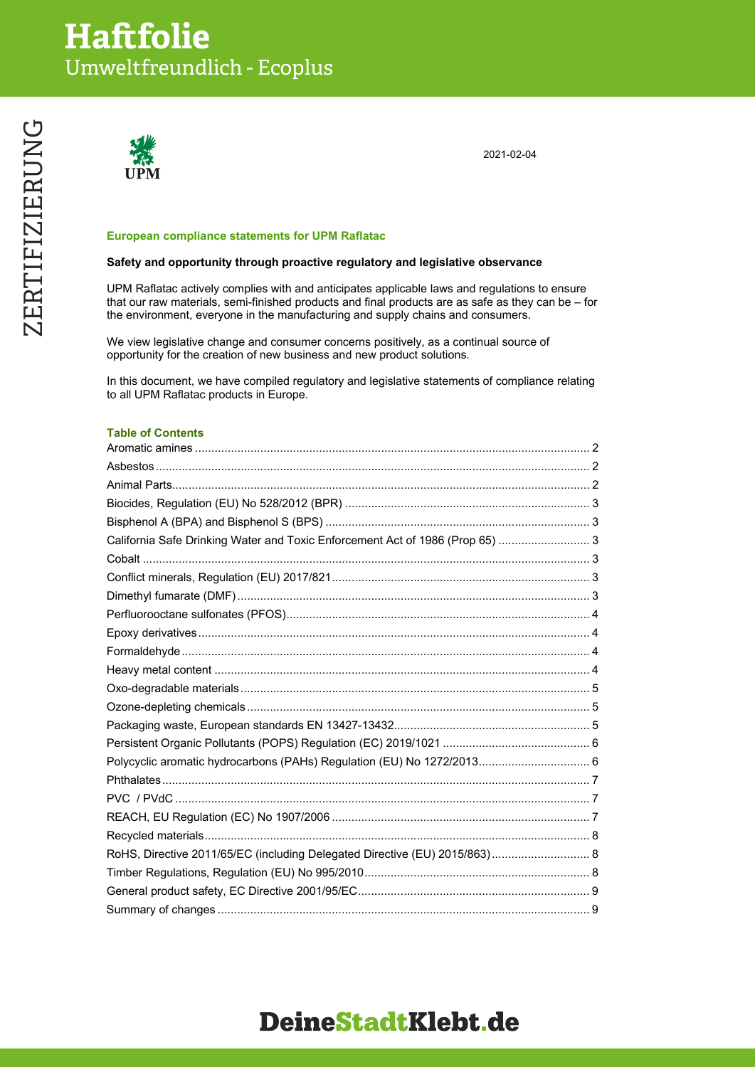# Haftfolie

Umweltfreundlich - Ecoplus

ZERTIFIZIERUNG

UPM

2021-02-04

## European compliance statements for UPM Raflatac

**Safety and opportunity through proactive regulatory and legislative observance**

UPM Raflatac actively complies with and anticipates applicable laws and regulations to ensure that our raw materials, semi-finished products and final products are as safe as they can be – for the environment, everyone in the manufacturing and supply chains and consumers.

We view legislative change and consumer concerns positively, as a continual source of opportunity for the creation of new business and new product solutions.

In this document, we have compiled regulatory and legislative statements of compliance relating to all UPM Raflatac products in Europe.

### Table of Contents

- Aromatic amines ..... 2
- Asbestos ..... 2
- Animal Parts ..... 2
- Biocides, Regulation (EU) No 528/2012 (BPR) ..... 3
- Bisphenol A (BPA) and Bisphenol S (BPS) ..... 3
- California Safe Drinking Water and Toxic Enforcement Act of 1986 (Prop 65) ..... 3
- Cobalt ..... 3
- Conflict minerals, Regulation (EU) 2017/821 ..... 3
- Dimethyl fumarate (DMF) ..... 3
- Perfluorooctane sulfonates (PFOS) ..... 4
- Epoxy derivatives ..... 4
- Formaldehyde ..... 4
- Heavy metal content ..... 4
- Oxo-degradable materials ..... 5
- Ozone-depleting chemicals ..... 5
- Packaging waste, European standards EN 13427-13432 ..... 5
- Persistent Organic Pollutants (POPS) Regulation (EC) 2019/1021 ..... 6
- Polycyclic aromatic hydrocarbons (PAHs) Regulation (EU) No 1272/2013 ..... 6
- Phthalates ..... 7
- PVC / PVdC ..... 7
- REACH, EU Regulation (EC) No 1907/2006 ..... 7
- Recycled materials ..... 8
- RoHS, Directive 2011/65/EC (including Delegated Directive (EU) 2015/863) ..... 8
- Timber Regulations, Regulation (EU) No 995/2010 ..... 8
- General product safety, EC Directive 2001/95/EC ..... 9
- Summary of changes ..... 9

DeineStadtKlebt.de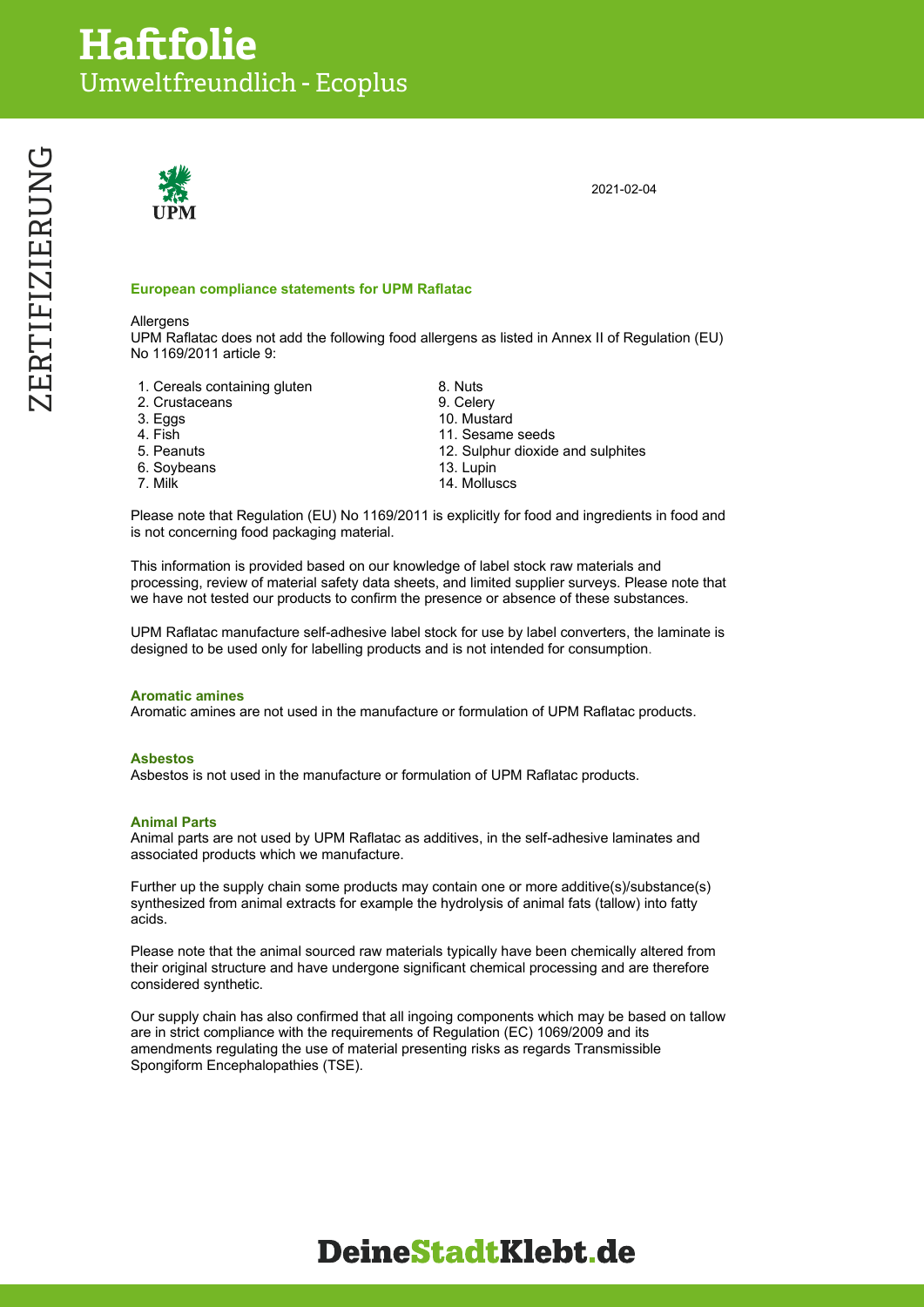# Haftfolie

Umweltfreundlich - Ecoplus

ZERTIFIZIERUNG

UPM

2021-02-04

## European compliance statements for UPM Raflatac

Allergens

UPM Raflatac does not add the following food allergens as listed in Annex II of Regulation (EU) No 1169/2011 article 9:

1. Cereals containing gluten
2. Crustaceans
3. Eggs
4. Fish
5. Peanuts
6. Soybeans
7. Milk
8. Nuts
9. Celery
10. Mustard
11. Sesame seeds
12. Sulphur dioxide and sulphites
13. Lupin
14. Molluscs

Please note that Regulation (EU) No 1169/2011 is explicitly for food and ingredients in food and is not concerning food packaging material.

This information is provided based on our knowledge of label stock raw materials and processing, review of material safety data sheets, and limited supplier surveys. Please note that we have not tested our products to confirm the presence or absence of these substances.

UPM Raflatac manufacture self-adhesive label stock for use by label converters, the laminate is designed to be used only for labelling products and is not intended for consumption.

### Aromatic amines

Aromatic amines are not used in the manufacture or formulation of UPM Raflatac products.

### Asbestos

Asbestos is not used in the manufacture or formulation of UPM Raflatac products.

### Animal Parts

Animal parts are not used by UPM Raflatac as additives, in the self-adhesive laminates and associated products which we manufacture.

Further up the supply chain some products may contain one or more additive(s)/substance(s) synthesized from animal extracts for example the hydrolysis of animal fats (tallow) into fatty acids.

Please note that the animal sourced raw materials typically have been chemically altered from their original structure and have undergone significant chemical processing and are therefore considered synthetic.

Our supply chain has also confirmed that all ingoing components which may be based on tallow are in strict compliance with the requirements of Regulation (EC) 1069/2009 and its amendments regulating the use of material presenting risks as regards Transmissible Spongiform Encephalopathies (TSE).

DeineStadtKlebt.de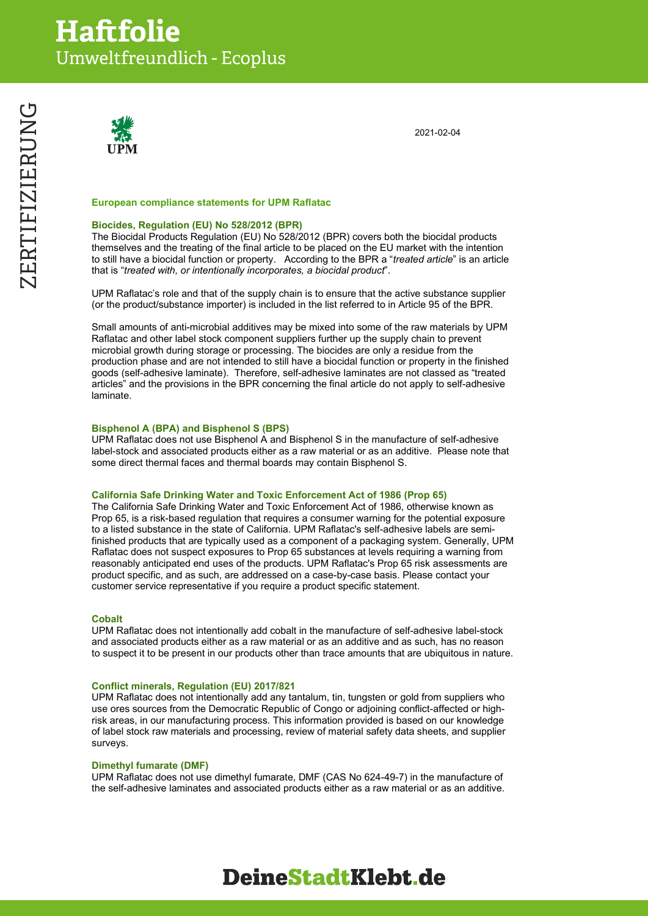2021-02-04

## European compliance statements for UPM Raflatac

### Biocides, Regulation (EU) No 528/2012 (BPR)

The Biocidal Products Regulation (EU) No 528/2012 (BPR) covers both the biocidal products themselves and the treating of the final article to be placed on the EU market with the intention to still have a biocidal function or property. According to the BPR a "*treated article*" is an article that is "*treated with, or intentionally incorporates, a biocidal product*".

UPM Raflatac's role and that of the supply chain is to ensure that the active substance supplier (or the product/substance importer) is included in the list referred to in Article 95 of the BPR.

Small amounts of anti-microbial additives may be mixed into some of the raw materials by UPM Raflatac and other label stock component suppliers further up the supply chain to prevent microbial growth during storage or processing. The biocides are only a residue from the production phase and are not intended to still have a biocidal function or property in the finished goods (self-adhesive laminate). Therefore, self-adhesive laminates are not classed as "treated articles" and the provisions in the BPR concerning the final article do not apply to self-adhesive laminate.

### Bisphenol A (BPA) and Bisphenol S (BPS)

UPM Raflatac does not use Bisphenol A and Bisphenol S in the manufacture of self-adhesive label-stock and associated products either as a raw material or as an additive. Please note that some direct thermal faces and thermal boards may contain Bisphenol S.

### California Safe Drinking Water and Toxic Enforcement Act of 1986 (Prop 65)

The California Safe Drinking Water and Toxic Enforcement Act of 1986, otherwise known as Prop 65, is a risk-based regulation that requires a consumer warning for the potential exposure to a listed substance in the state of California. UPM Raflatac's self-adhesive labels are semi-finished products that are typically used as a component of a packaging system. Generally, UPM Raflatac does not suspect exposures to Prop 65 substances at levels requiring a warning from reasonably anticipated end uses of the products. UPM Raflatac's Prop 65 risk assessments are product specific, and as such, are addressed on a case-by-case basis. Please contact your customer service representative if you require a product specific statement.

### Cobalt

UPM Raflatac does not intentionally add cobalt in the manufacture of self-adhesive label-stock and associated products either as a raw material or as an additive and as such, has no reason to suspect it to be present in our products other than trace amounts that are ubiquitous in nature.

### Conflict minerals, Regulation (EU) 2017/821

UPM Raflatac does not intentionally add any tantalum, tin, tungsten or gold from suppliers who use ores sources from the Democratic Republic of Congo or adjoining conflict-affected or high-risk areas, in our manufacturing process. This information provided is based on our knowledge of label stock raw materials and processing, review of material safety data sheets, and supplier surveys.

### Dimethyl fumarate (DMF)

UPM Raflatac does not use dimethyl fumarate, DMF (CAS No 624-49-7) in the manufacture of the self-adhesive laminates and associated products either as a raw material or as an additive.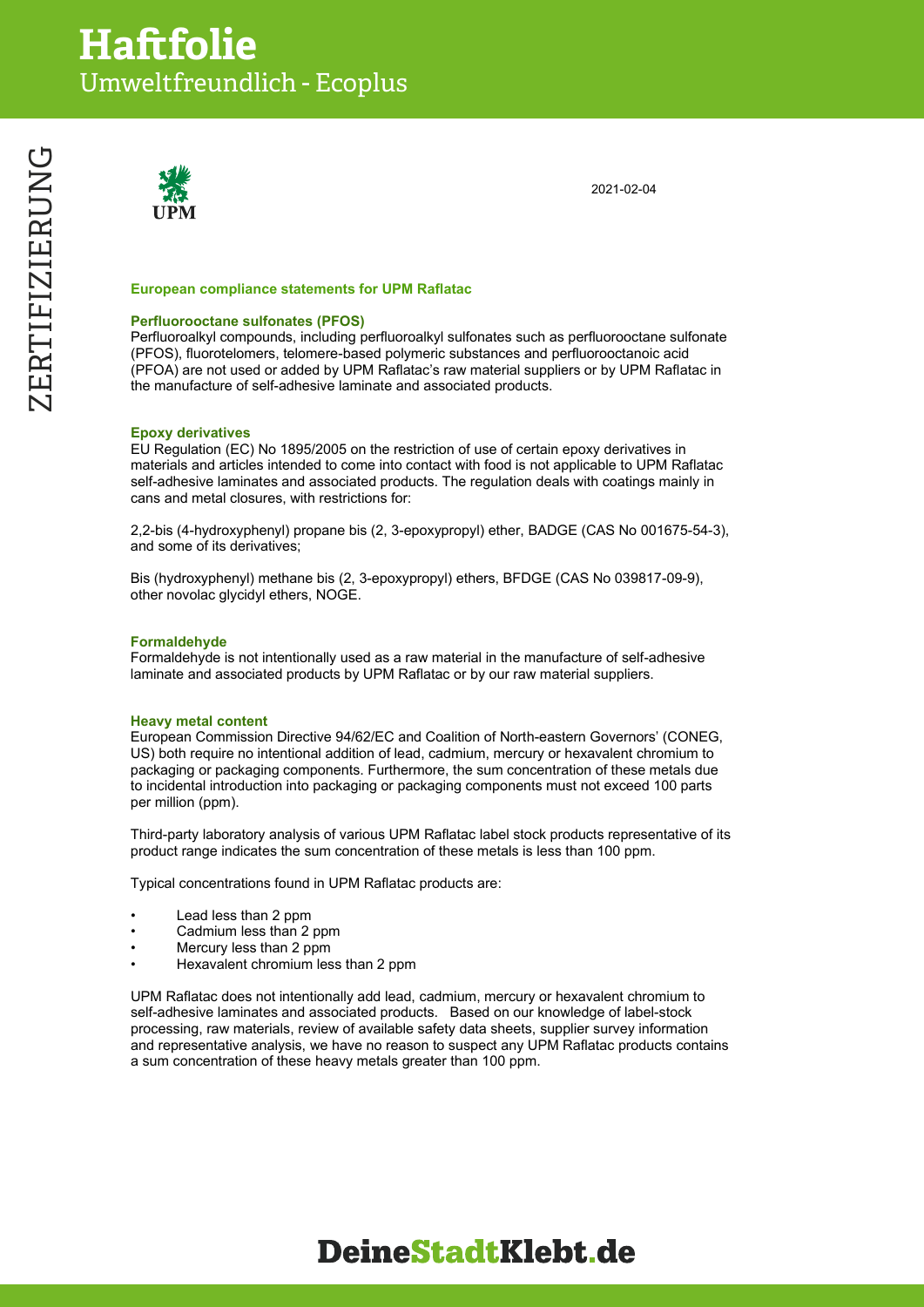# Haftfolie

Umweltfreundlich - Ecoplus

ZERTIFIZIERUNG

UPM

2021-02-04

**European compliance statements for UPM Raflatac**

**Perfluorooctane sulfonates (PFOS)**

Perfluoroalkyl compounds, including perfluoroalkyl sulfonates such as perfluorooctane sulfonate (PFOS), fluorotelomers, telomere-based polymeric substances and perfluorooctanoic acid (PFOA) are not used or added by UPM Raflatac's raw material suppliers or by UPM Raflatac in the manufacture of self-adhesive laminate and associated products.

**Epoxy derivatives**

EU Regulation (EC) No 1895/2005 on the restriction of use of certain epoxy derivatives in materials and articles intended to come into contact with food is not applicable to UPM Raflatac self-adhesive laminates and associated products. The regulation deals with coatings mainly in cans and metal closures, with restrictions for:

2,2-bis (4-hydroxyphenyl) propane bis (2, 3-epoxypropyl) ether, BADGE (CAS No 001675-54-3), and some of its derivatives;

Bis (hydroxyphenyl) methane bis (2, 3-epoxypropyl) ethers, BFDGE (CAS No 039817-09-9), other novolac glycidyl ethers, NOGE.

**Formaldehyde**

Formaldehyde is not intentionally used as a raw material in the manufacture of self-adhesive laminate and associated products by UPM Raflatac or by our raw material suppliers.

**Heavy metal content**

European Commission Directive 94/62/EC and Coalition of North-eastern Governors' (CONEG, US) both require no intentional addition of lead, cadmium, mercury or hexavalent chromium to packaging or packaging components. Furthermore, the sum concentration of these metals due to incidental introduction into packaging or packaging components must not exceed 100 parts per million (ppm).

Third-party laboratory analysis of various UPM Raflatac label stock products representative of its product range indicates the sum concentration of these metals is less than 100 ppm.

Typical concentrations found in UPM Raflatac products are:

- Lead less than 2 ppm
- Cadmium less than 2 ppm
- Mercury less than 2 ppm
- Hexavalent chromium less than 2 ppm

UPM Raflatac does not intentionally add lead, cadmium, mercury or hexavalent chromium to self-adhesive laminates and associated products. Based on our knowledge of label-stock processing, raw materials, review of available safety data sheets, supplier survey information and representative analysis, we have no reason to suspect any UPM Raflatac products contains a sum concentration of these heavy metals greater than 100 ppm.

DeineStadtKlebt.de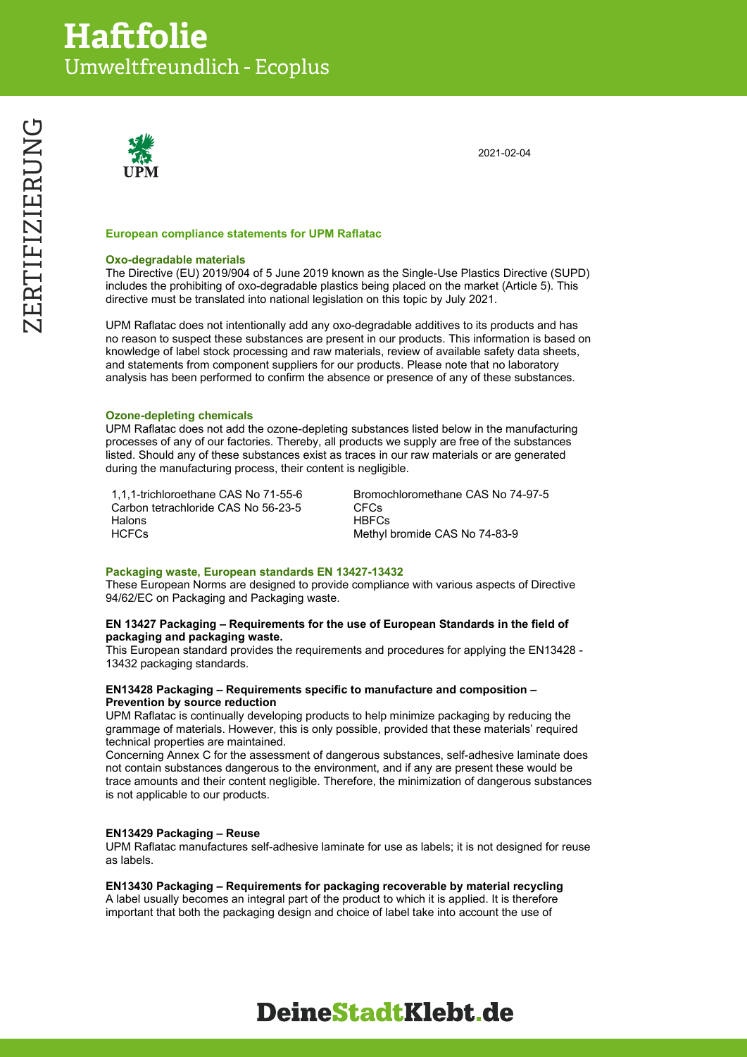# Haftfolie

Umweltfreundlich - Ecoplus

ZERTIFIZIERUNG

UPM

2021-02-04

**European compliance statements for UPM Raflatac**

**Oxo-degradable materials**

The Directive (EU) 2019/904 of 5 June 2019 known as the Single-Use Plastics Directive (SUPD) includes the prohibiting of oxo-degradable plastics being placed on the market (Article 5). This directive must be translated into national legislation on this topic by July 2021.

UPM Raflatac does not intentionally add any oxo-degradable additives to its products and has no reason to suspect these substances are present in our products. This information is based on knowledge of label stock processing and raw materials, review of available safety data sheets, and statements from component suppliers for our products. Please note that no laboratory analysis has been performed to confirm the absence or presence of any of these substances.

**Ozone-depleting chemicals**

UPM Raflatac does not add the ozone-depleting substances listed below in the manufacturing processes of any of our factories. Thereby, all products we supply are free of the substances listed. Should any of these substances exist as traces in our raw materials or are generated during the manufacturing process, their content is negligible.

| | |
|---|---|
| 1,1,1-trichloroethane CAS No 71-55-6 | Bromochloromethane CAS No 74-97-5 |
| Carbon tetrachloride CAS No 56-23-5 | CFCs |
| Halons | HBFCs |
| HCFCs | Methyl bromide CAS No 74-83-9 |

**Packaging waste, European standards EN 13427-13432**

These European Norms are designed to provide compliance with various aspects of Directive 94/62/EC on Packaging and Packaging waste.

**EN 13427 Packaging – Requirements for the use of European Standards in the field of packaging and packaging waste.**

This European standard provides the requirements and procedures for applying the EN13428 - 13432 packaging standards.

**EN13428 Packaging – Requirements specific to manufacture and composition – Prevention by source reduction**

UPM Raflatac is continually developing products to help minimize packaging by reducing the grammage of materials. However, this is only possible, provided that these materials' required technical properties are maintained.

Concerning Annex C for the assessment of dangerous substances, self-adhesive laminate does not contain substances dangerous to the environment, and if any are present these would be trace amounts and their content negligible. Therefore, the minimization of dangerous substances is not applicable to our products.

**EN13429 Packaging – Reuse**

UPM Raflatac manufactures self-adhesive laminate for use as labels; it is not designed for reuse as labels.

**EN13430 Packaging – Requirements for packaging recoverable by material recycling**

A label usually becomes an integral part of the product to which it is applied. It is therefore important that both the packaging design and choice of label take into account the use of

DeineStadtKlebt.de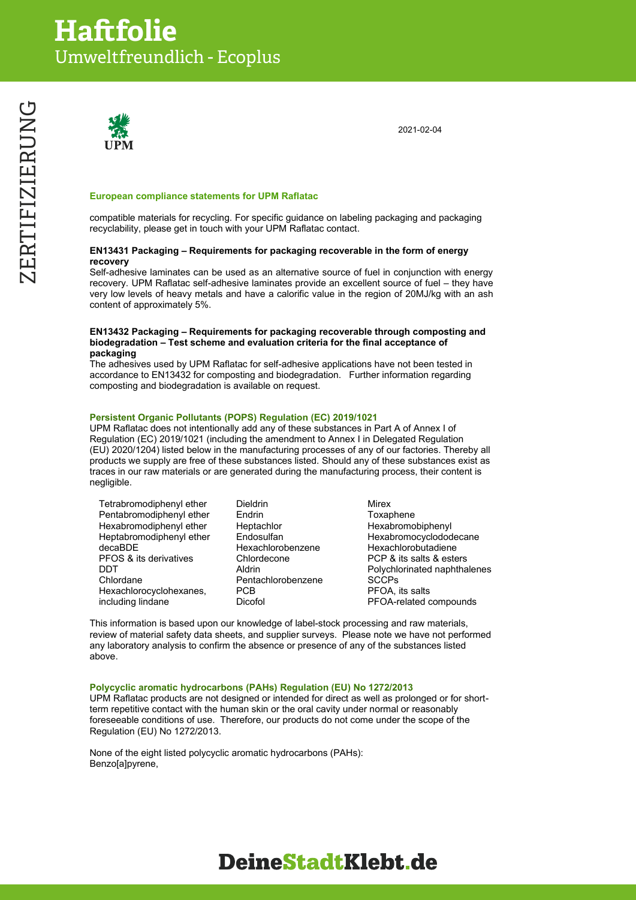2021-02-04

### European compliance statements for UPM Raflatac

compatible materials for recycling. For specific guidance on labeling packaging and packaging recyclability, please get in touch with your UPM Raflatac contact.

**EN13431 Packaging – Requirements for packaging recoverable in the form of energy recovery**

Self-adhesive laminates can be used as an alternative source of fuel in conjunction with energy recovery. UPM Raflatac self-adhesive laminates provide an excellent source of fuel – they have very low levels of heavy metals and have a calorific value in the region of 20MJ/kg with an ash content of approximately 5%.

**EN13432 Packaging – Requirements for packaging recoverable through composting and biodegradation – Test scheme and evaluation criteria for the final acceptance of packaging**

The adhesives used by UPM Raflatac for self-adhesive applications have not been tested in accordance to EN13432 for composting and biodegradation. Further information regarding composting and biodegradation is available on request.

### Persistent Organic Pollutants (POPS) Regulation (EC) 2019/1021

UPM Raflatac does not intentionally add any of these substances in Part A of Annex I of Regulation (EC) 2019/1021 (including the amendment to Annex I in Delegated Regulation (EU) 2020/1204) listed below in the manufacturing processes of any of our factories. Thereby all products we supply are free of these substances listed. Should any of these substances exist as traces in our raw materials or are generated during the manufacturing process, their content is negligible.

- Tetrabromodiphenyl ether
- Pentabromodiphenyl ether
- Hexabromodiphenyl ether
- Heptabromodiphenyl ether
- decaBDE
- PFOS & its derivatives
- DDT
- Chlordane
- Hexachlorocyclohexanes, including lindane
- Dieldrin
- Endrin
- Heptachlor
- Endosulfan
- Hexachlorobenzene
- Chlordecone
- Aldrin
- Pentachlorobenzene
- PCB
- Dicofol
- Mirex
- Toxaphene
- Hexabromobiphenyl
- Hexabromocyclododecane
- Hexachlorobutadiene
- PCP & its salts & esters
- Polychlorinated naphthalenes
- SCCPs
- PFOA, its salts
- PFOA-related compounds

This information is based upon our knowledge of label-stock processing and raw materials, review of material safety data sheets, and supplier surveys. Please note we have not performed any laboratory analysis to confirm the absence or presence of any of the substances listed above.

### Polycyclic aromatic hydrocarbons (PAHs) Regulation (EU) No 1272/2013

UPM Raflatac products are not designed or intended for direct as well as prolonged or for short-term repetitive contact with the human skin or the oral cavity under normal or reasonably foreseeable conditions of use. Therefore, our products do not come under the scope of the Regulation (EU) No 1272/2013.

None of the eight listed polycyclic aromatic hydrocarbons (PAHs):
Benzo[a]pyrene,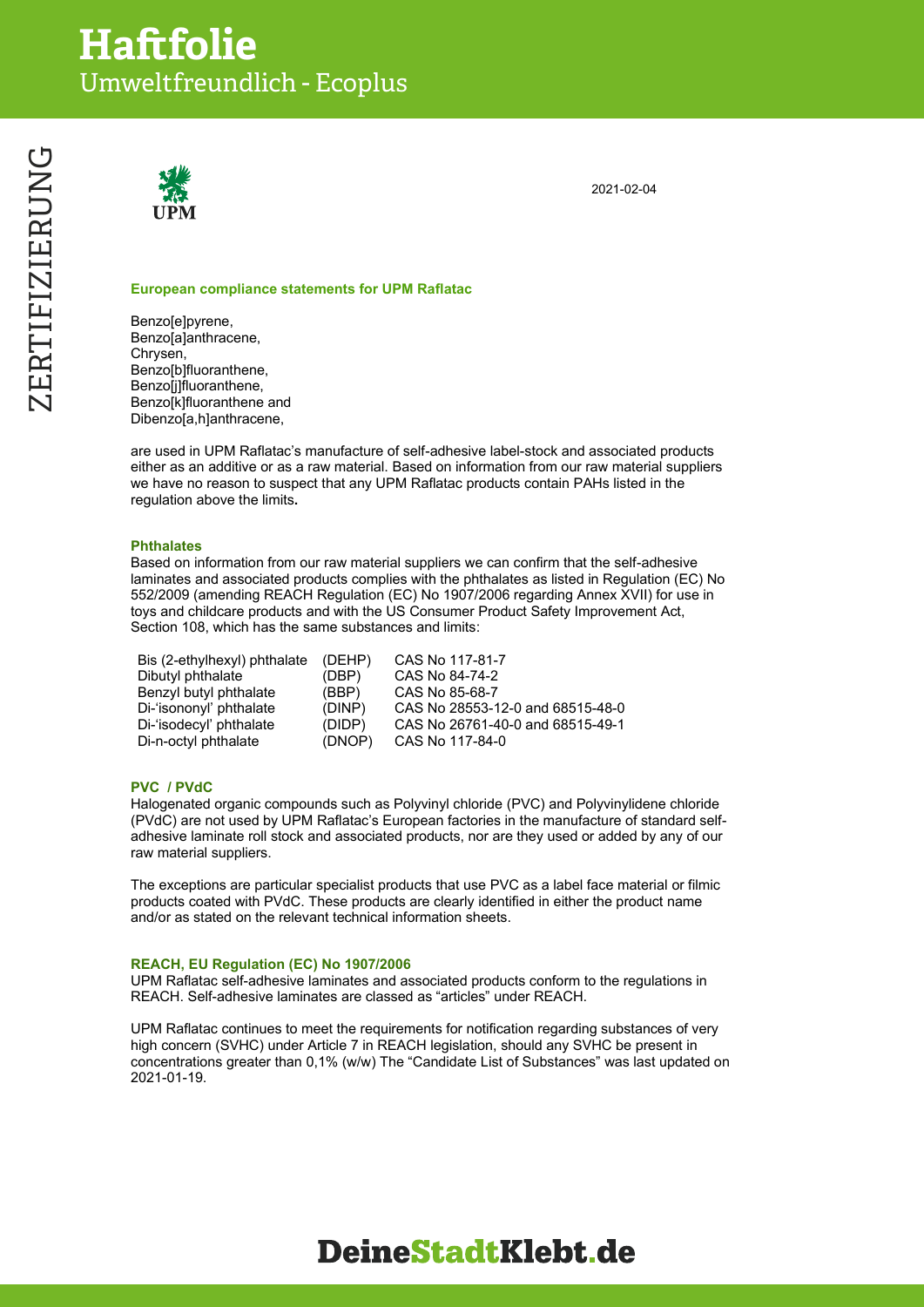# Haftfolie

Umweltfreundlich - Ecoplus

ZERTIFIZIERUNG

UPM

2021-02-04

### European compliance statements for UPM Raflatac

Benzo[e]pyrene,
Benzo[a]anthracene,
Chrysen,
Benzo[b]fluoranthene,
Benzo[j]fluoranthene,
Benzo[k]fluoranthene and
Dibenzo[a,h]anthracene,

are used in UPM Raflatac's manufacture of self-adhesive label-stock and associated products either as an additive or as a raw material. Based on information from our raw material suppliers we have no reason to suspect that any UPM Raflatac products contain PAHs listed in the regulation above the limits**.**

### Phthalates

Based on information from our raw material suppliers we can confirm that the self-adhesive laminates and associated products complies with the phthalates as listed in Regulation (EC) No 552/2009 (amending REACH Regulation (EC) No 1907/2006 regarding Annex XVII) for use in toys and childcare products and with the US Consumer Product Safety Improvement Act, Section 108, which has the same substances and limits:

| | | |
|---|---|---|
| Bis (2-ethylhexyl) phthalate | (DEHP) | CAS No 117-81-7 |
| Dibutyl phthalate | (DBP) | CAS No 84-74-2 |
| Benzyl butyl phthalate | (BBP) | CAS No 85-68-7 |
| Di-'isononyl' phthalate | (DINP) | CAS No 28553-12-0 and 68515-48-0 |
| Di-'isodecyl' phthalate | (DIDP) | CAS No 26761-40-0 and 68515-49-1 |
| Di-n-octyl phthalate | (DNOP) | CAS No 117-84-0 |

### PVC / PVdC

Halogenated organic compounds such as Polyvinyl chloride (PVC) and Polyvinylidene chloride (PVdC) are not used by UPM Raflatac's European factories in the manufacture of standard self-adhesive laminate roll stock and associated products, nor are they used or added by any of our raw material suppliers.

The exceptions are particular specialist products that use PVC as a label face material or filmic products coated with PVdC. These products are clearly identified in either the product name and/or as stated on the relevant technical information sheets.

### REACH, EU Regulation (EC) No 1907/2006

UPM Raflatac self-adhesive laminates and associated products conform to the regulations in REACH. Self-adhesive laminates are classed as "articles" under REACH.

UPM Raflatac continues to meet the requirements for notification regarding substances of very high concern (SVHC) under Article 7 in REACH legislation, should any SVHC be present in concentrations greater than 0,1% (w/w) The "Candidate List of Substances" was last updated on 2021-01-19.

**DeineStadtKlebt.de**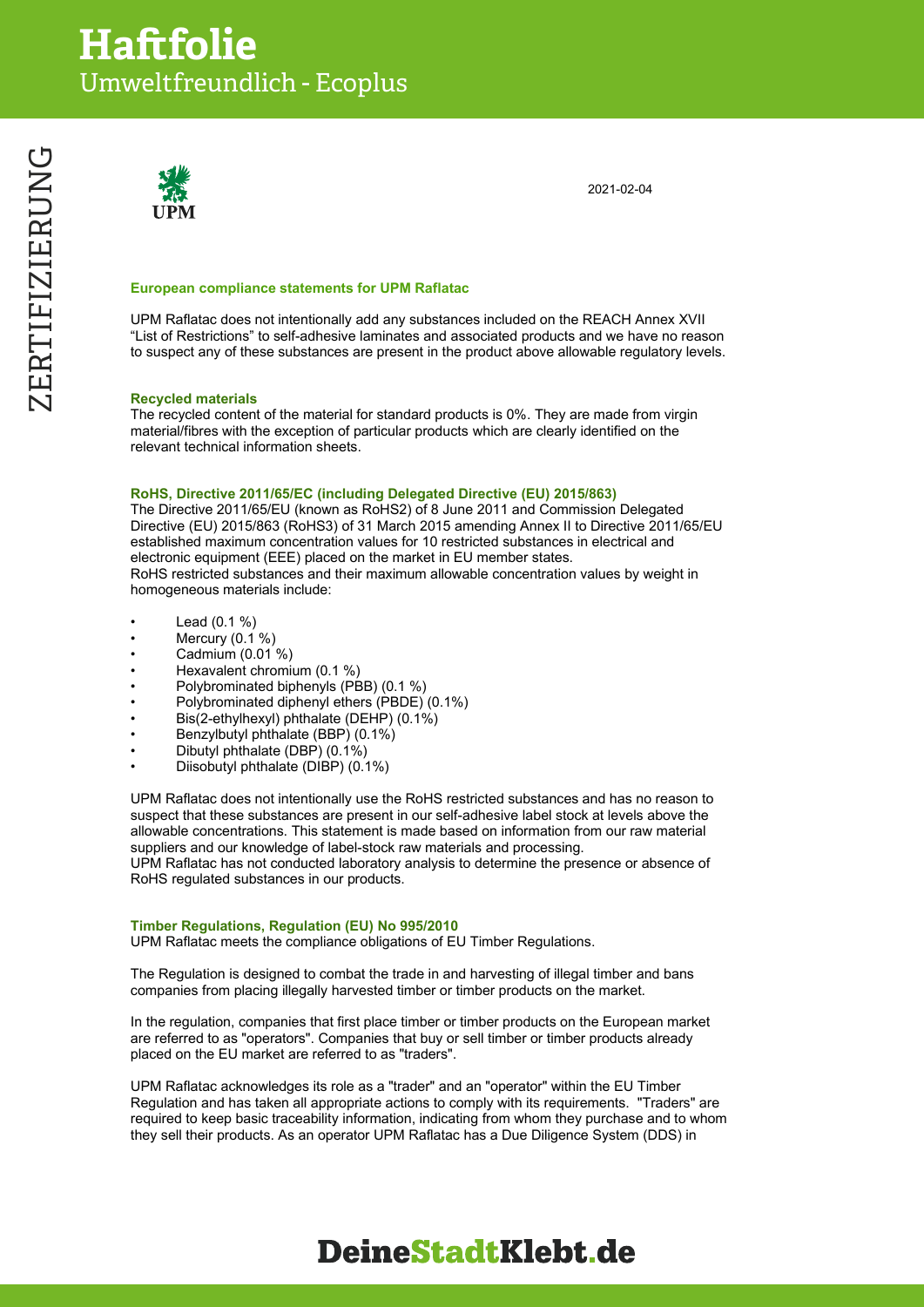2021-02-04

### European compliance statements for UPM Raflatac

UPM Raflatac does not intentionally add any substances included on the REACH Annex XVII "List of Restrictions" to self-adhesive laminates and associated products and we have no reason to suspect any of these substances are present in the product above allowable regulatory levels.

### Recycled materials

The recycled content of the material for standard products is 0%. They are made from virgin material/fibres with the exception of particular products which are clearly identified on the relevant technical information sheets.

### RoHS, Directive 2011/65/EC (including Delegated Directive (EU) 2015/863)

The Directive 2011/65/EU (known as RoHS2) of 8 June 2011 and Commission Delegated Directive (EU) 2015/863 (RoHS3) of 31 March 2015 amending Annex II to Directive 2011/65/EU established maximum concentration values for 10 restricted substances in electrical and electronic equipment (EEE) placed on the market in EU member states.
RoHS restricted substances and their maximum allowable concentration values by weight in homogeneous materials include:

- Lead (0.1 %)
- Mercury (0.1 %)
- Cadmium (0.01 %)
- Hexavalent chromium (0.1 %)
- Polybrominated biphenyls (PBB) (0.1 %)
- Polybrominated diphenyl ethers (PBDE) (0.1%)
- Bis(2-ethylhexyl) phthalate (DEHP) (0.1%)
- Benzylbutyl phthalate (BBP) (0.1%)
- Dibutyl phthalate (DBP) (0.1%)
- Diisobutyl phthalate (DIBP) (0.1%)

UPM Raflatac does not intentionally use the RoHS restricted substances and has no reason to suspect that these substances are present in our self-adhesive label stock at levels above the allowable concentrations. This statement is made based on information from our raw material suppliers and our knowledge of label-stock raw materials and processing.
UPM Raflatac has not conducted laboratory analysis to determine the presence or absence of RoHS regulated substances in our products.

### Timber Regulations, Regulation (EU) No 995/2010

UPM Raflatac meets the compliance obligations of EU Timber Regulations.

The Regulation is designed to combat the trade in and harvesting of illegal timber and bans companies from placing illegally harvested timber or timber products on the market.

In the regulation, companies that first place timber or timber products on the European market are referred to as "operators". Companies that buy or sell timber or timber products already placed on the EU market are referred to as "traders".

UPM Raflatac acknowledges its role as a "trader" and an "operator" within the EU Timber Regulation and has taken all appropriate actions to comply with its requirements. "Traders" are required to keep basic traceability information, indicating from whom they purchase and to whom they sell their products. As an operator UPM Raflatac has a Due Diligence System (DDS) in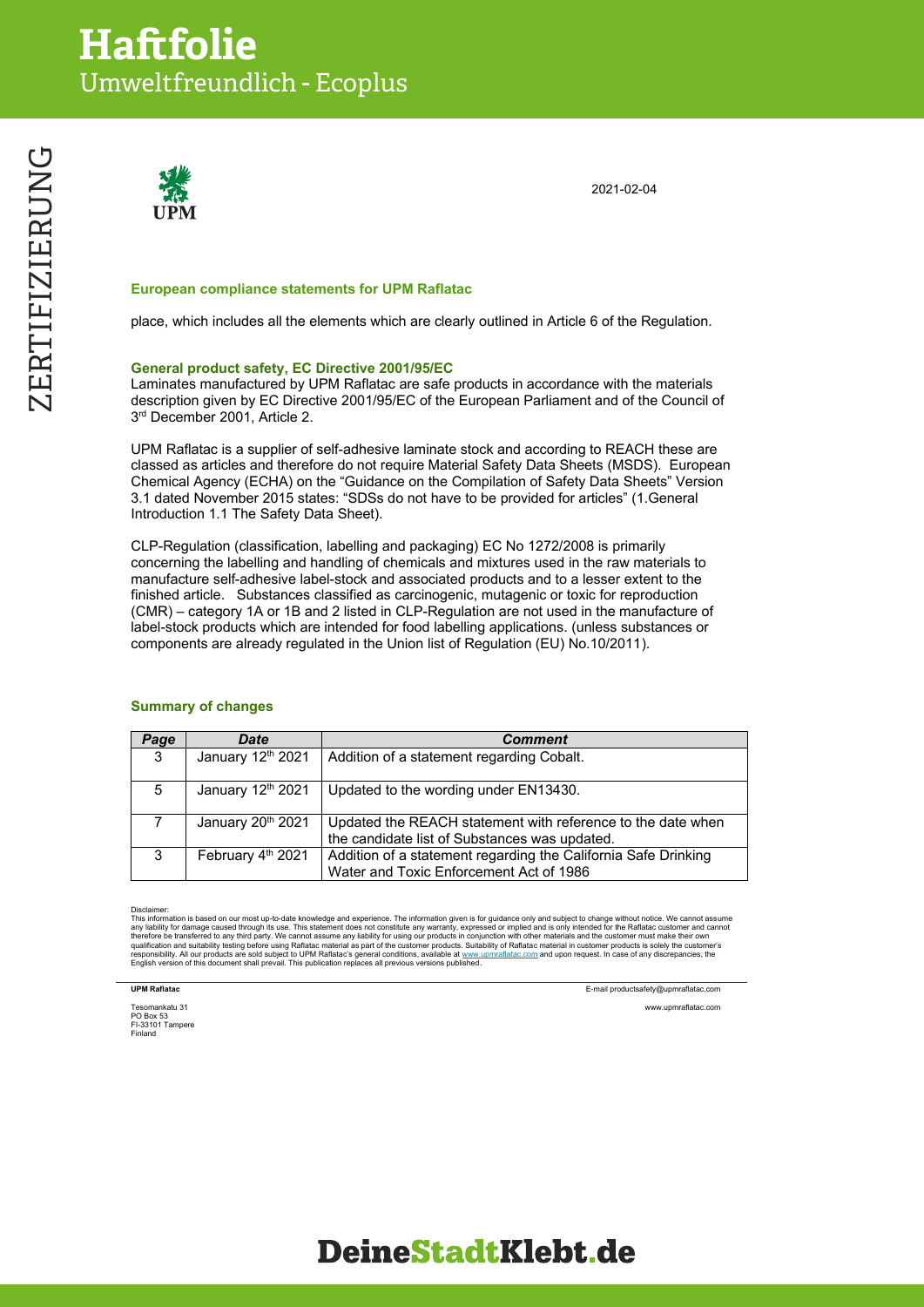# Haftfolie

Umweltfreundlich - Ecoplus

ZERTIFIZIERUNG

UPM

2021-02-04

**European compliance statements for UPM Raflatac**

place, which includes all the elements which are clearly outlined in Article 6 of the Regulation.

**General product safety, EC Directive 2001/95/EC**

Laminates manufactured by UPM Raflatac are safe products in accordance with the materials description given by EC Directive 2001/95/EC of the European Parliament and of the Council of 3rd December 2001, Article 2.

UPM Raflatac is a supplier of self-adhesive laminate stock and according to REACH these are classed as articles and therefore do not require Material Safety Data Sheets (MSDS). European Chemical Agency (ECHA) on the "Guidance on the Compilation of Safety Data Sheets" Version 3.1 dated November 2015 states: "SDSs do not have to be provided for articles" (1.General Introduction 1.1 The Safety Data Sheet).

CLP-Regulation (classification, labelling and packaging) EC No 1272/2008 is primarily concerning the labelling and handling of chemicals and mixtures used in the raw materials to manufacture self-adhesive label-stock and associated products and to a lesser extent to the finished article. Substances classified as carcinogenic, mutagenic or toxic for reproduction (CMR) – category 1A or 1B and 2 listed in CLP-Regulation are not used in the manufacture of label-stock products which are intended for food labelling applications. (unless substances or components are already regulated in the Union list of Regulation (EU) No.10/2011).

**Summary of changes**

| *Page* | *Date* | *Comment* |
|---|---|---|
| 3 | January 12th 2021 | Addition of a statement regarding Cobalt. |
| 5 | January 12th 2021 | Updated to the wording under EN13430. |
| 7 | January 20th 2021 | Updated the REACH statement with reference to the date when the candidate list of Substances was updated. |
| 3 | February 4th 2021 | Addition of a statement regarding the California Safe Drinking Water and Toxic Enforcement Act of 1986 |

Disclaimer:
This information is based on our most up-to-date knowledge and experience. The information given is for guidance only and subject to change without notice. We cannot assume any liability for damage caused through its use. This statement does not constitute any warranty, expressed or implied and is only intended for the Raflatac customer and cannot therefore be transferred to any third party. We cannot assume any liability for using our products in conjunction with other materials and the customer must make their own qualification and suitability testing before using Raflatac material as part of the customer products. Suitability of Raflatac material in customer products is solely the customer's responsibility. All our products are sold subject to UPM Raflatac's general conditions, available at www.upmraflatac.com and upon request. In case of any discrepancies, the English version of this document shall prevail. This publication replaces all previous versions published.

**UPM Raflatac**
Tesomankatu 31
PO Box 53
FI-33101 Tampere
Finland

E-mail productsafety@upmraflatac.com
www.upmraflatac.com

DeineStadtKlebt.de